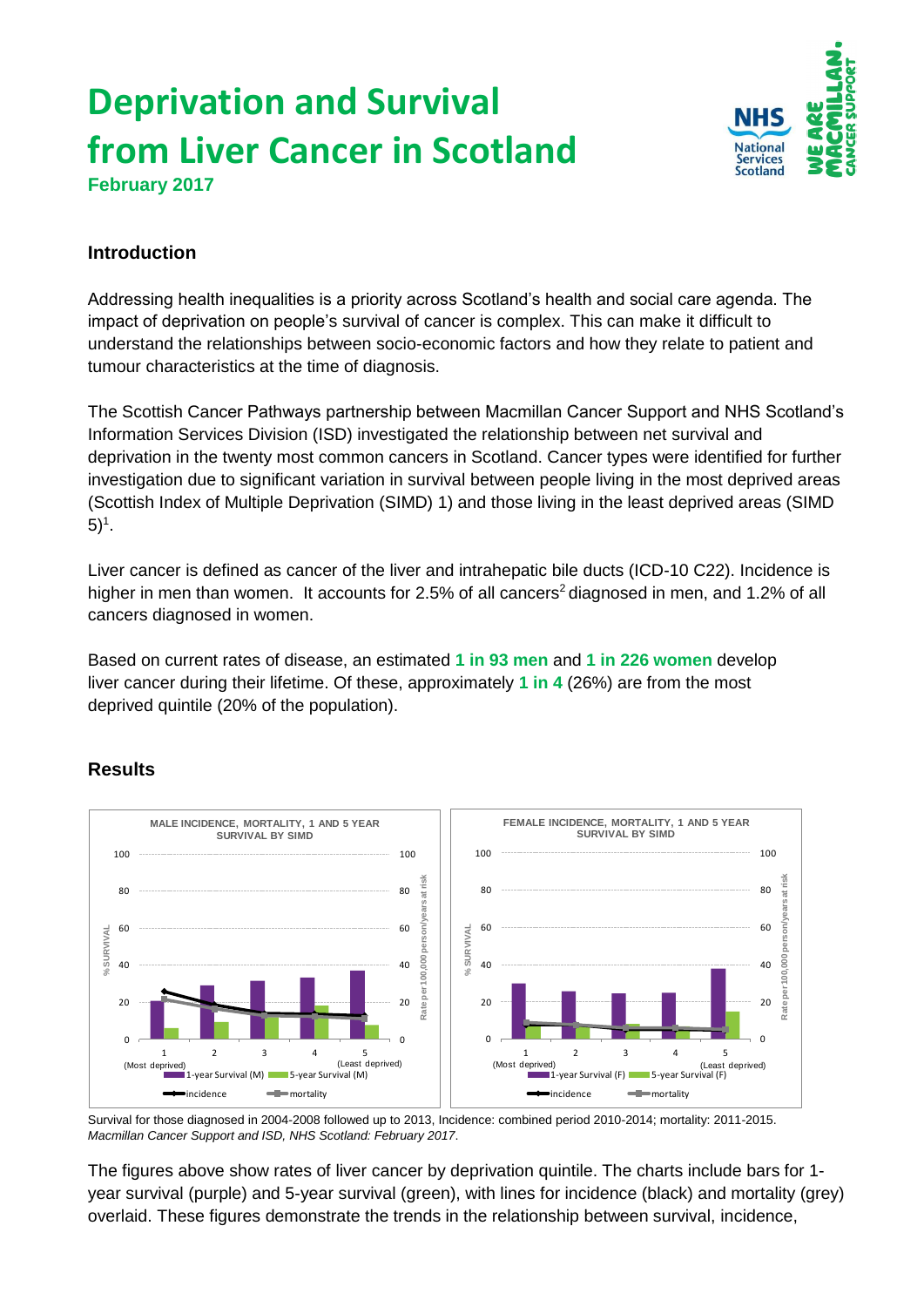# Deprivation and Survival from Liver Cancer in Scotland

**February 2017**

## Introduction

Addressing health inequalities is a priority across Scotland's health and social care agenda. The impact of deprivation on people's survival of cancer is complex. This can make it difficult to understand the relationships between socio-economic factors and how they relate to patient and tumour characteristics at the time of diagnosis.

The Scottish Cancer Pathways partnership between Macmillan Cancer Support and NHS Scotland's Information Services Division (ISD) investigated the relationship between net survival and deprivation in the twenty most common cancers in Scotland. Cancer types were identified for further investigation due to significant variation in survival between people living in the most deprived areas (Scottish Index of Multiple Deprivation (SIMD) 1) and those living in the least deprived areas (SIMD 5)[1].

Liver cancer is defined as cancer of the liver and intrahepatic bile ducts (ICD-10 C22). Incidence is higher in men than women. It accounts for 2.5% of all cancers[2] diagnosed in men, and 1.2% of all cancers diagnosed in women.

Based on current rates of disease, an estimated **1 in 93 men** and **1 in 226 women** develop liver cancer during their lifetime. Of these, approximately **1 in 4** (26%) are from the most deprived quintile (20% of the population).

## Results

Survival for those diagnosed in 2004-2008 followed up to 2013, Incidence: combined period 2010-2014; mortality: 2011-2015.
*Macmillan Cancer Support and ISD, NHS Scotland: February 2017.*

The figures above show rates of liver cancer by deprivation quintile. The charts include bars for 1-year survival (purple) and 5-year survival (green), with lines for incidence (black) and mortality (grey) overlaid. These figures demonstrate the trends in the relationship between survival, incidence,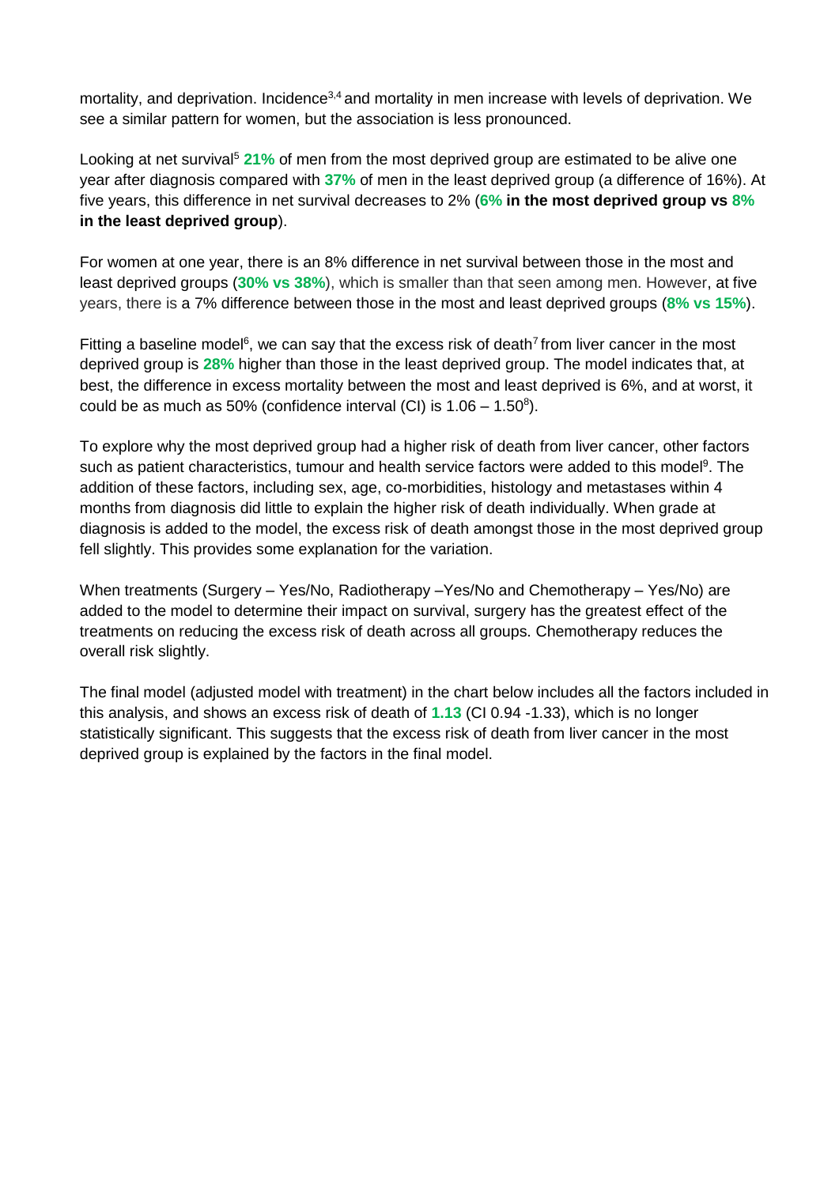mortality, and deprivation. Incidence[3,4] and mortality in men increase with levels of deprivation. We see a similar pattern for women, but the association is less pronounced.

Looking at net survival[5] **21%** of men from the most deprived group are estimated to be alive one year after diagnosis compared with **37%** of men in the least deprived group (a difference of 16%). At five years, this difference in net survival decreases to 2% (**6% in the most deprived group vs 8% in the least deprived group**).

For women at one year, there is an 8% difference in net survival between those in the most and least deprived groups (**30% vs 38%**), which is smaller than that seen among men. However, at five years, there is a 7% difference between those in the most and least deprived groups (**8% vs 15%**).

Fitting a baseline model[6], we can say that the excess risk of death[7] from liver cancer in the most deprived group is **28%** higher than those in the least deprived group. The model indicates that, at best, the difference in excess mortality between the most and least deprived is 6%, and at worst, it could be as much as 50% (confidence interval (CI) is 1.06 – 1.50[8]).

To explore why the most deprived group had a higher risk of death from liver cancer, other factors such as patient characteristics, tumour and health service factors were added to this model[9]. The addition of these factors, including sex, age, co-morbidities, histology and metastases within 4 months from diagnosis did little to explain the higher risk of death individually. When grade at diagnosis is added to the model, the excess risk of death amongst those in the most deprived group fell slightly. This provides some explanation for the variation.

When treatments (Surgery – Yes/No, Radiotherapy –Yes/No and Chemotherapy – Yes/No) are added to the model to determine their impact on survival, surgery has the greatest effect of the treatments on reducing the excess risk of death across all groups. Chemotherapy reduces the overall risk slightly.

The final model (adjusted model with treatment) in the chart below includes all the factors included in this analysis, and shows an excess risk of death of **1.13** (CI 0.94 -1.33), which is no longer statistically significant. This suggests that the excess risk of death from liver cancer in the most deprived group is explained by the factors in the final model.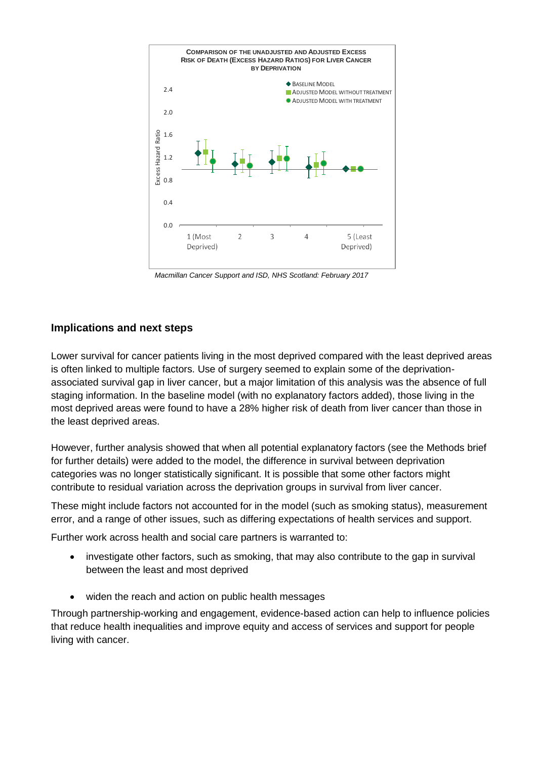**Comparison of the unadjusted and adjusted excess risk of death (excess hazard ratios) for liver cancer by deprivation**

*Macmillan Cancer Support and ISD, NHS Scotland: February 2017*

## Implications and next steps

Lower survival for cancer patients living in the most deprived compared with the least deprived areas is often linked to multiple factors. Use of surgery seemed to explain some of the deprivation-associated survival gap in liver cancer, but a major limitation of this analysis was the absence of full staging information. In the baseline model (with no explanatory factors added), those living in the most deprived areas were found to have a 28% higher risk of death from liver cancer than those in the least deprived areas.

However, further analysis showed that when all potential explanatory factors (see the Methods brief for further details) were added to the model, the difference in survival between deprivation categories was no longer statistically significant. It is possible that some other factors might contribute to residual variation across the deprivation groups in survival from liver cancer.

These might include factors not accounted for in the model (such as smoking status), measurement error, and a range of other issues, such as differing expectations of health services and support.

Further work across health and social care partners is warranted to:

- investigate other factors, such as smoking, that may also contribute to the gap in survival between the least and most deprived
- widen the reach and action on public health messages

Through partnership-working and engagement, evidence-based action can help to influence policies that reduce health inequalities and improve equity and access of services and support for people living with cancer.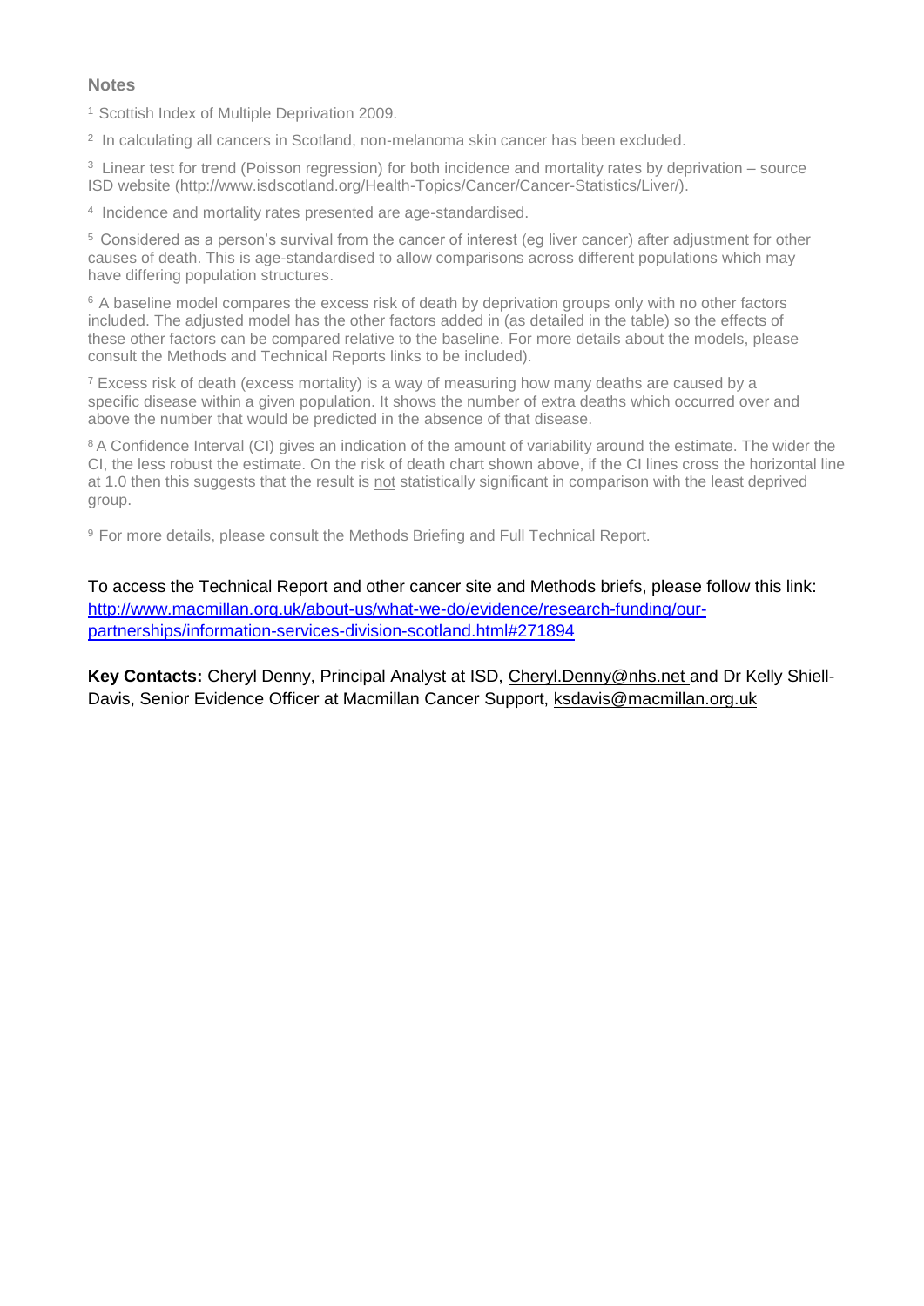### Notes

[1] Scottish Index of Multiple Deprivation 2009.

[2] In calculating all cancers in Scotland, non-melanoma skin cancer has been excluded.

[3] Linear test for trend (Poisson regression) for both incidence and mortality rates by deprivation – source ISD website (http://www.isdscotland.org/Health-Topics/Cancer/Cancer-Statistics/Liver/).

[4] Incidence and mortality rates presented are age-standardised.

[5] Considered as a person's survival from the cancer of interest (eg liver cancer) after adjustment for other causes of death. This is age-standardised to allow comparisons across different populations which may have differing population structures.

[6] A baseline model compares the excess risk of death by deprivation groups only with no other factors included. The adjusted model has the other factors added in (as detailed in the table) so the effects of these other factors can be compared relative to the baseline. For more details about the models, please consult the Methods and Technical Reports links to be included).

[7] Excess risk of death (excess mortality) is a way of measuring how many deaths are caused by a specific disease within a given population. It shows the number of extra deaths which occurred over and above the number that would be predicted in the absence of that disease.

[8] A Confidence Interval (CI) gives an indication of the amount of variability around the estimate. The wider the CI, the less robust the estimate. On the risk of death chart shown above, if the CI lines cross the horizontal line at 1.0 then this suggests that the result is not statistically significant in comparison with the least deprived group.

[9] For more details, please consult the Methods Briefing and Full Technical Report.

To access the Technical Report and other cancer site and Methods briefs, please follow this link: http://www.macmillan.org.uk/about-us/what-we-do/evidence/research-funding/our-partnerships/information-services-division-scotland.html#271894

**Key Contacts:** Cheryl Denny, Principal Analyst at ISD, Cheryl.Denny@nhs.net and Dr Kelly Shiell-Davis, Senior Evidence Officer at Macmillan Cancer Support, ksdavis@macmillan.org.uk